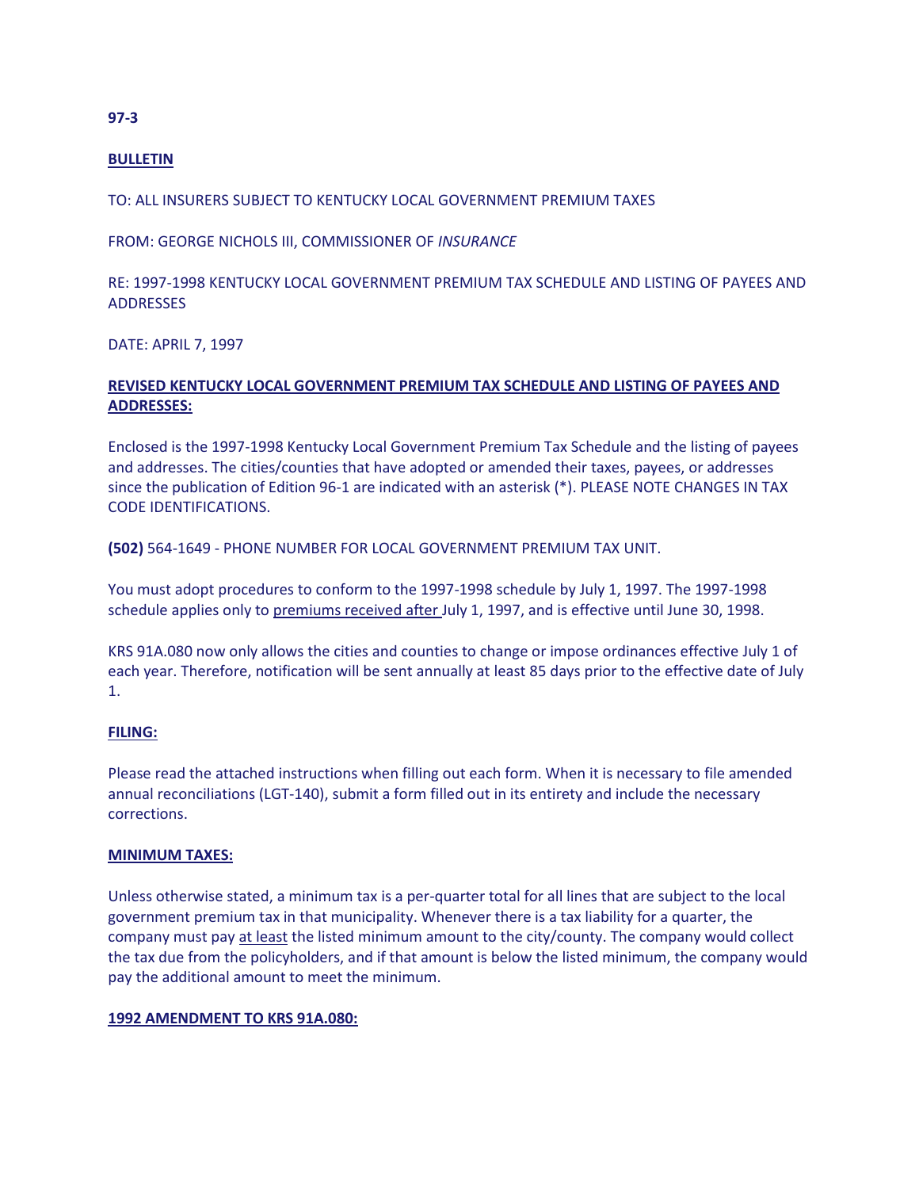**97-3**

**BULLETIN**

TO: ALL INSURERS SUBJECT TO KENTUCKY LOCAL GOVERNMENT PREMIUM TAXES

FROM: GEORGE NICHOLS III, COMMISSIONER OF *INSURANCE*

RE: 1997-1998 KENTUCKY LOCAL GOVERNMENT PREMIUM TAX SCHEDULE AND LISTING OF PAYEES AND ADDRESSES

DATE: APRIL 7, 1997

**REVISED KENTUCKY LOCAL GOVERNMENT PREMIUM TAX SCHEDULE AND LISTING OF PAYEES AND ADDRESSES:**

Enclosed is the 1997-1998 Kentucky Local Government Premium Tax Schedule and the listing of payees and addresses. The cities/counties that have adopted or amended their taxes, payees, or addresses since the publication of Edition 96-1 are indicated with an asterisk (*). PLEASE NOTE CHANGES IN TAX CODE IDENTIFICATIONS.

**(502)** 564-1649 - PHONE NUMBER FOR LOCAL GOVERNMENT PREMIUM TAX UNIT.

You must adopt procedures to conform to the 1997-1998 schedule by July 1, 1997. The 1997-1998 schedule applies only to premiums received after July 1, 1997, and is effective until June 30, 1998.

KRS 91A.080 now only allows the cities and counties to change or impose ordinances effective July 1 of each year. Therefore, notification will be sent annually at least 85 days prior to the effective date of July 1.

**FILING:**

Please read the attached instructions when filling out each form. When it is necessary to file amended annual reconciliations (LGT-140), submit a form filled out in its entirety and include the necessary corrections.

**MINIMUM TAXES:**

Unless otherwise stated, a minimum tax is a per-quarter total for all lines that are subject to the local government premium tax in that municipality. Whenever there is a tax liability for a quarter, the company must pay at least the listed minimum amount to the city/county. The company would collect the tax due from the policyholders, and if that amount is below the listed minimum, the company would pay the additional amount to meet the minimum.

**1992 AMENDMENT TO KRS 91A.080:**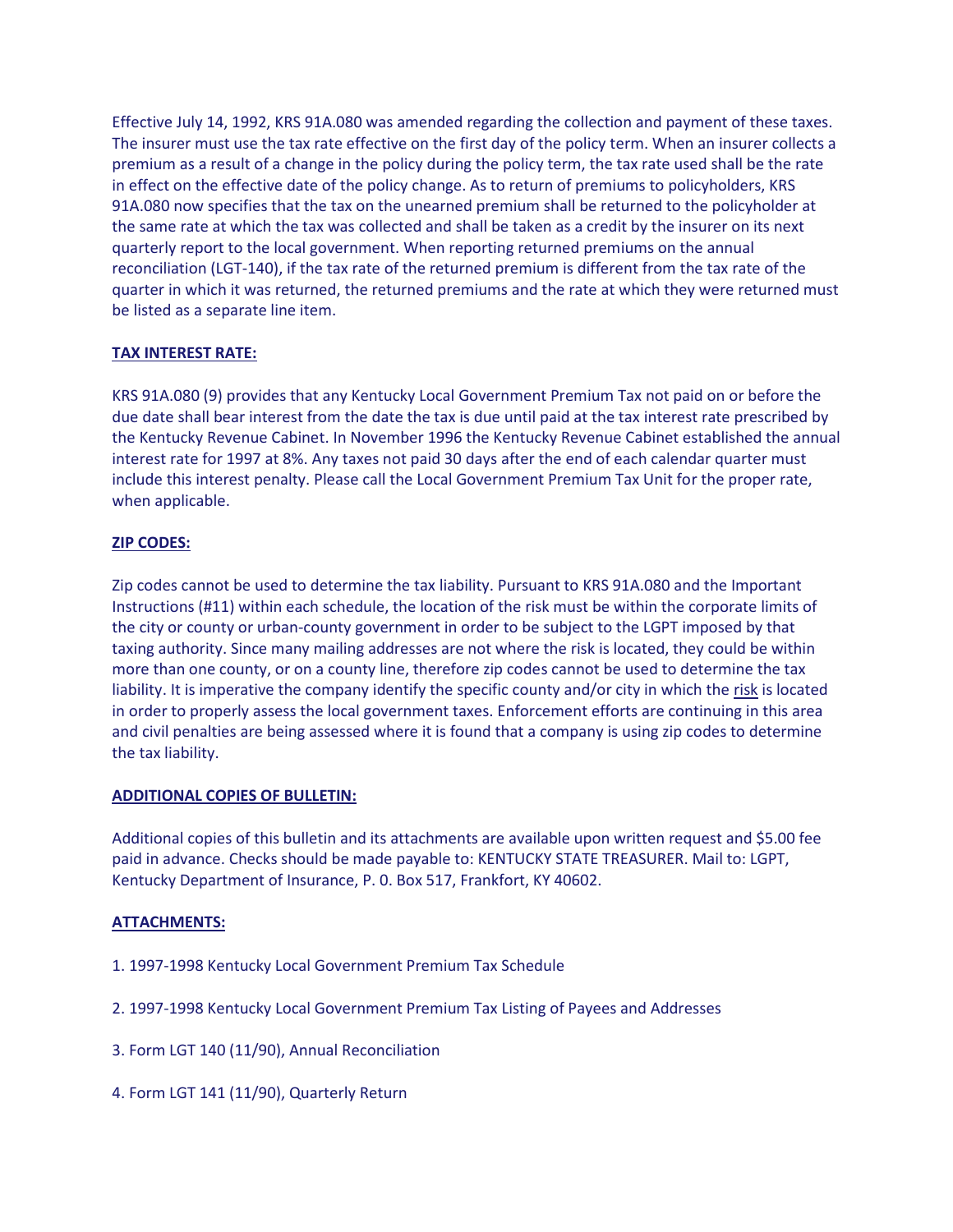Effective July 14, 1992, KRS 91A.080 was amended regarding the collection and payment of these taxes. The insurer must use the tax rate effective on the first day of the policy term. When an insurer collects a premium as a result of a change in the policy during the policy term, the tax rate used shall be the rate in effect on the effective date of the policy change. As to return of premiums to policyholders, KRS 91A.080 now specifies that the tax on the unearned premium shall be returned to the policyholder at the same rate at which the tax was collected and shall be taken as a credit by the insurer on its next quarterly report to the local government. When reporting returned premiums on the annual reconciliation (LGT-140), if the tax rate of the returned premium is different from the tax rate of the quarter in which it was returned, the returned premiums and the rate at which they were returned must be listed as a separate line item.

**TAX INTEREST RATE:**

KRS 91A.080 (9) provides that any Kentucky Local Government Premium Tax not paid on or before the due date shall bear interest from the date the tax is due until paid at the tax interest rate prescribed by the Kentucky Revenue Cabinet. In November 1996 the Kentucky Revenue Cabinet established the annual interest rate for 1997 at 8%. Any taxes not paid 30 days after the end of each calendar quarter must include this interest penalty. Please call the Local Government Premium Tax Unit for the proper rate, when applicable.

**ZIP CODES:**

Zip codes cannot be used to determine the tax liability. Pursuant to KRS 91A.080 and the Important Instructions (#11) within each schedule, the location of the risk must be within the corporate limits of the city or county or urban-county government in order to be subject to the LGPT imposed by that taxing authority. Since many mailing addresses are not where the risk is located, they could be within more than one county, or on a county line, therefore zip codes cannot be used to determine the tax liability. It is imperative the company identify the specific county and/or city in which the risk is located in order to properly assess the local government taxes. Enforcement efforts are continuing in this area and civil penalties are being assessed where it is found that a company is using zip codes to determine the tax liability.

**ADDITIONAL COPIES OF BULLETIN:**

Additional copies of this bulletin and its attachments are available upon written request and $5.00 fee paid in advance. Checks should be made payable to: KENTUCKY STATE TREASURER. Mail to: LGPT, Kentucky Department of Insurance, P. 0. Box 517, Frankfort, KY 40602.

**ATTACHMENTS:**

1. 1997-1998 Kentucky Local Government Premium Tax Schedule
2. 1997-1998 Kentucky Local Government Premium Tax Listing of Payees and Addresses
3. Form LGT 140 (11/90), Annual Reconciliation
4. Form LGT 141 (11/90), Quarterly Return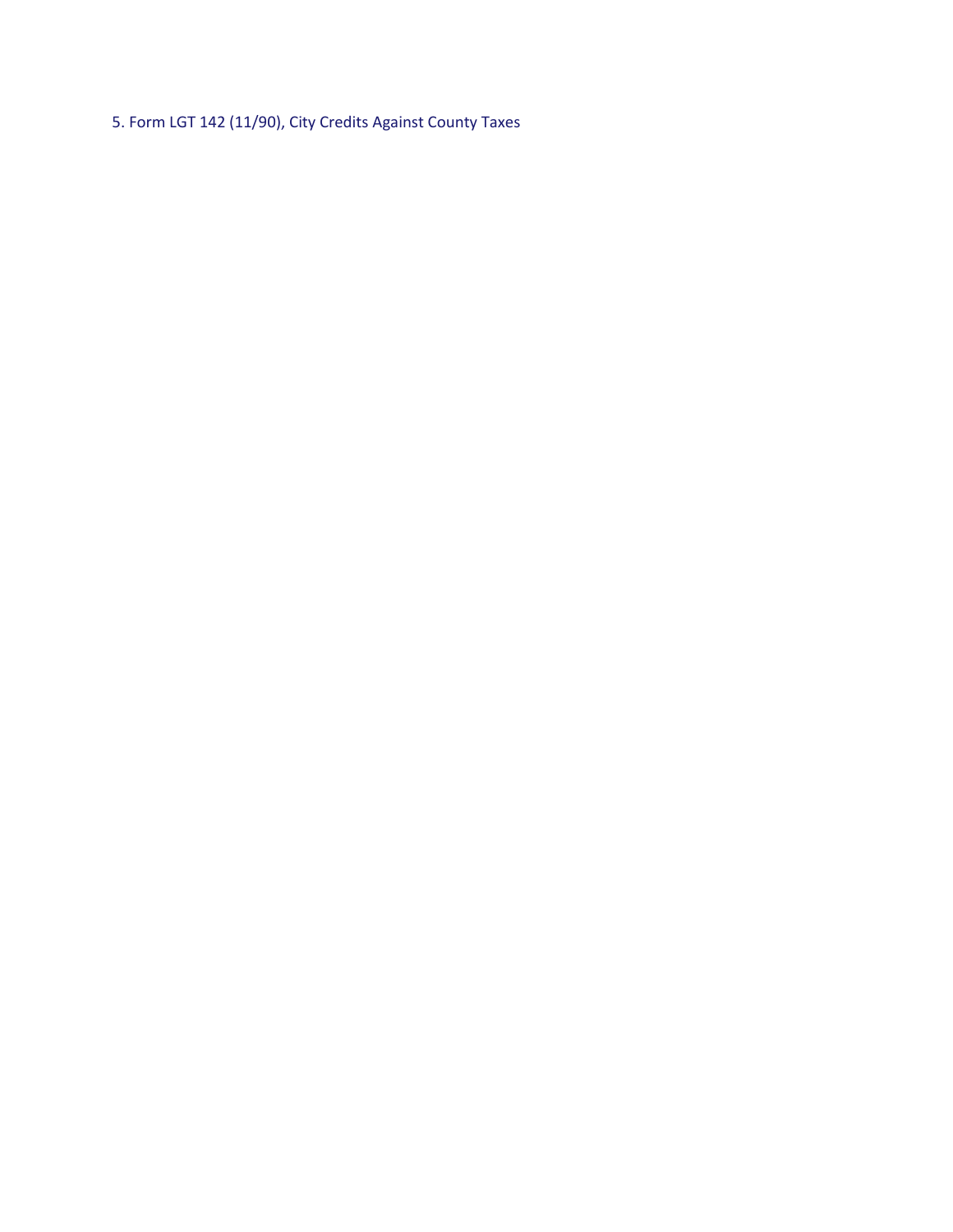5. Form LGT 142 (11/90), City Credits Against County Taxes